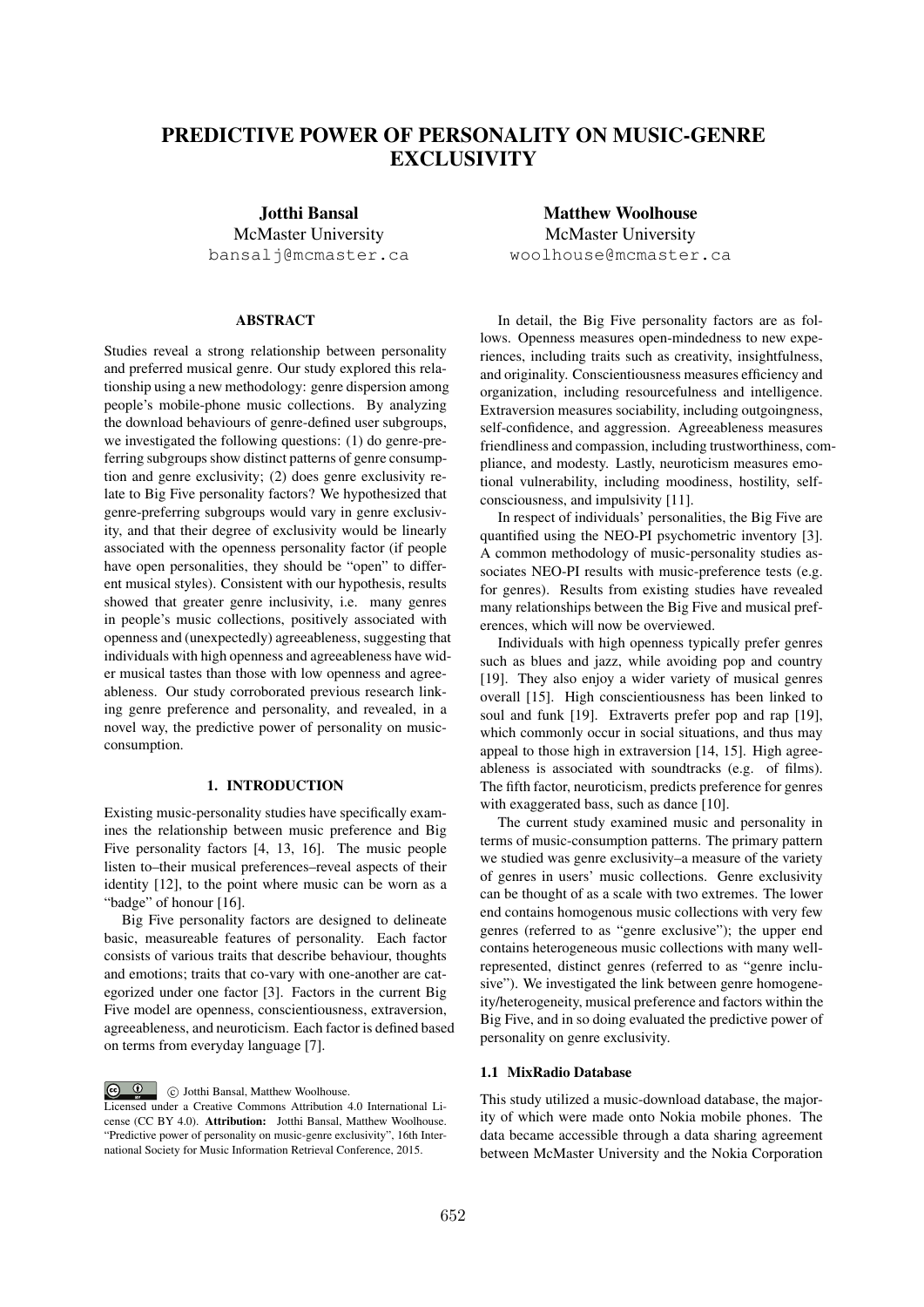# PREDICTIVE POWER OF PERSONALITY ON MUSIC-GENRE EXCLUSIVITY

**Jotthi Bansal**
McMaster University
bansalj@mcmaster.ca

**Matthew Woolhouse**
McMaster University
woolhouse@mcmaster.ca

## ABSTRACT

Studies reveal a strong relationship between personality and preferred musical genre. Our study explored this relationship using a new methodology: genre dispersion among people's mobile-phone music collections. By analyzing the download behaviours of genre-defined user subgroups, we investigated the following questions: (1) do genre-preferring subgroups show distinct patterns of genre consumption and genre exclusivity; (2) does genre exclusivity relate to Big Five personality factors? We hypothesized that genre-preferring subgroups would vary in genre exclusivity, and that their degree of exclusivity would be linearly associated with the openness personality factor (if people have open personalities, they should be "open" to different musical styles). Consistent with our hypothesis, results showed that greater genre inclusivity, i.e. many genres in people's music collections, positively associated with openness and (unexpectedly) agreeableness, suggesting that individuals with high openness and agreeableness have wider musical tastes than those with low openness and agreeableness. Our study corroborated previous research linking genre preference and personality, and revealed, in a novel way, the predictive power of personality on music-consumption.

## 1. INTRODUCTION

Existing music-personality studies have specifically examines the relationship between music preference and Big Five personality factors [4, 13, 16]. The music people listen to–their musical preferences–reveal aspects of their identity [12], to the point where music can be worn as a "badge" of honour [16].

Big Five personality factors are designed to delineate basic, measureable features of personality. Each factor consists of various traits that describe behaviour, thoughts and emotions; traits that co-vary with one-another are categorized under one factor [3]. Factors in the current Big Five model are openness, conscientiousness, extraversion, agreeableness, and neuroticism. Each factor is defined based on terms from everyday language [7].

In detail, the Big Five personality factors are as follows. Openness measures open-mindedness to new experiences, including traits such as creativity, insightfulness, and originality. Conscientiousness measures efficiency and organization, including resourcefulness and intelligence. Extraversion measures sociability, including outgoingness, self-confidence, and aggression. Agreeableness measures friendliness and compassion, including trustworthiness, compliance, and modesty. Lastly, neuroticism measures emotional vulnerability, including moodiness, hostility, self-consciousness, and impulsivity [11].

In respect of individuals' personalities, the Big Five are quantified using the NEO-PI psychometric inventory [3]. A common methodology of music-personality studies associates NEO-PI results with music-preference tests (e.g. for genres). Results from existing studies have revealed many relationships between the Big Five and musical preferences, which will now be overviewed.

Individuals with high openness typically prefer genres such as blues and jazz, while avoiding pop and country [19]. They also enjoy a wider variety of musical genres overall [15]. High conscientiousness has been linked to soul and funk [19]. Extraverts prefer pop and rap [19], which commonly occur in social situations, and thus may appeal to those high in extraversion [14, 15]. High agreeableness is associated with soundtracks (e.g. of films). The fifth factor, neuroticism, predicts preference for genres with exaggerated bass, such as dance [10].

The current study examined music and personality in terms of music-consumption patterns. The primary pattern we studied was genre exclusivity–a measure of the variety of genres in users' music collections. Genre exclusivity can be thought of as a scale with two extremes. The lower end contains homogenous music collections with very few genres (referred to as "genre exclusive"); the upper end contains heterogeneous music collections with many well-represented, distinct genres (referred to as "genre inclusive"). We investigated the link between genre homogeneity/heterogeneity, musical preference and factors within the Big Five, and in so doing evaluated the predictive power of personality on genre exclusivity.

### 1.1 MixRadio Database

This study utilized a music-download database, the majority of which were made onto Nokia mobile phones. The data became accessible through a data sharing agreement between McMaster University and the Nokia Corporation

© Jotthi Bansal, Matthew Woolhouse.
Licensed under a Creative Commons Attribution 4.0 International License (CC BY 4.0). **Attribution:** Jotthi Bansal, Matthew Woolhouse. "Predictive power of personality on music-genre exclusivity", 16th International Society for Music Information Retrieval Conference, 2015.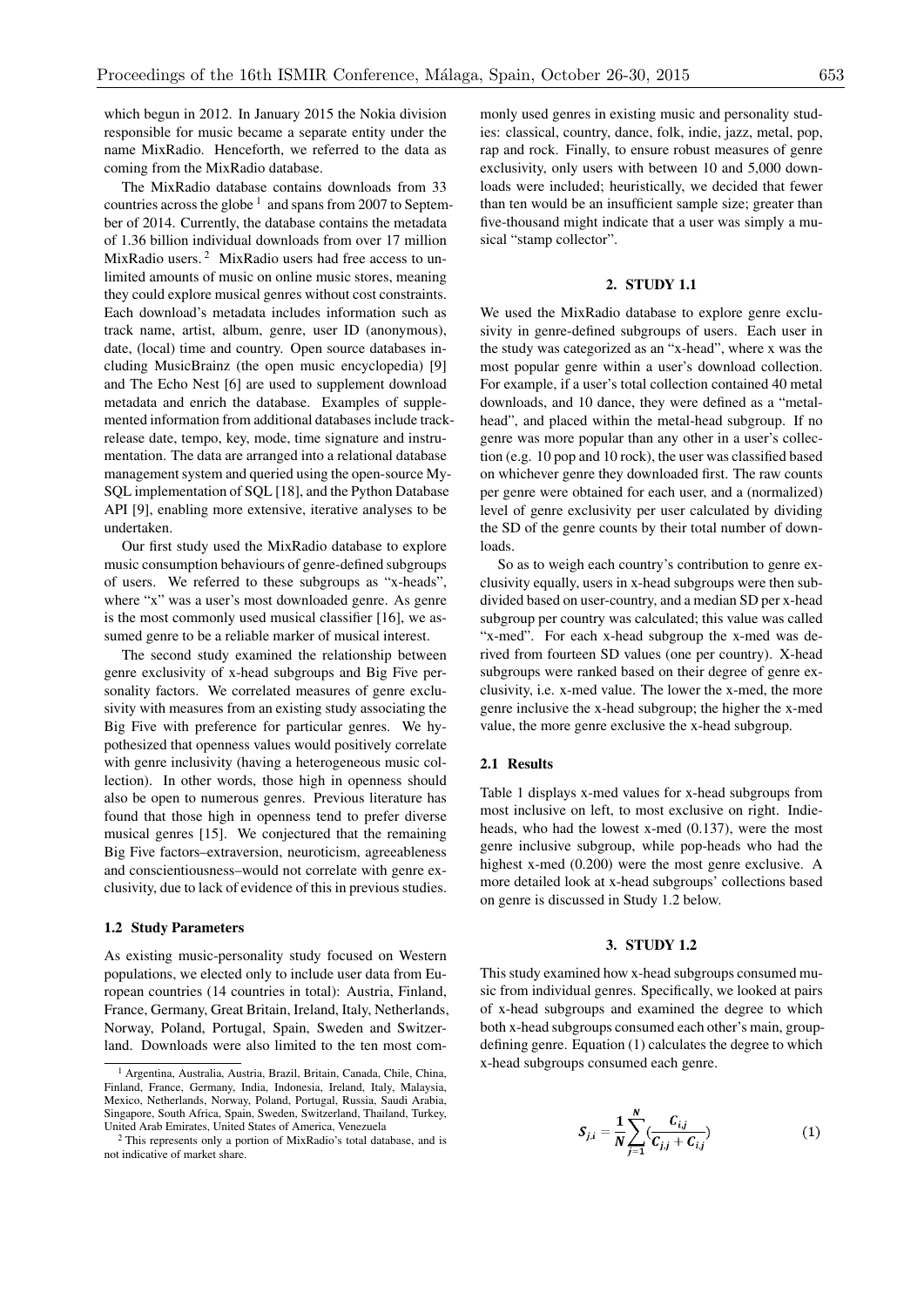which begun in 2012. In January 2015 the Nokia division responsible for music became a separate entity under the name MixRadio. Henceforth, we referred to the data as coming from the MixRadio database.

The MixRadio database contains downloads from 33 countries across the globe [1] and spans from 2007 to September of 2014. Currently, the database contains the metadata of 1.36 billion individual downloads from over 17 million MixRadio users. [2] MixRadio users had free access to unlimited amounts of music on online music stores, meaning they could explore musical genres without cost constraints. Each download's metadata includes information such as track name, artist, album, genre, user ID (anonymous), date, (local) time and country. Open source databases including MusicBrainz (the open music encyclopedia) [9] and The Echo Nest [6] are used to supplement download metadata and enrich the database. Examples of supplemented information from additional databases include track-release date, tempo, key, mode, time signature and instrumentation. The data are arranged into a relational database management system and queried using the open-source MySQL implementation of SQL [18], and the Python Database API [9], enabling more extensive, iterative analyses to be undertaken.

Our first study used the MixRadio database to explore music consumption behaviours of genre-defined subgroups of users. We referred to these subgroups as "x-heads", where "x" was a user's most downloaded genre. As genre is the most commonly used musical classifier [16], we assumed genre to be a reliable marker of musical interest.

The second study examined the relationship between genre exclusivity of x-head subgroups and Big Five personality factors. We correlated measures of genre exclusivity with measures from an existing study associating the Big Five with preference for particular genres. We hypothesized that openness values would positively correlate with genre inclusivity (having a heterogeneous music collection). In other words, those high in openness should also be open to numerous genres. Previous literature has found that those high in openness tend to prefer diverse musical genres [15]. We conjectured that the remaining Big Five factors–extraversion, neuroticism, agreeableness and conscientiousness–would not correlate with genre exclusivity, due to lack of evidence of this in previous studies.

### 1.2 Study Parameters

As existing music-personality study focused on Western populations, we elected only to include user data from European countries (14 countries in total): Austria, Finland, France, Germany, Great Britain, Ireland, Italy, Netherlands, Norway, Poland, Portugal, Spain, Sweden and Switzerland. Downloads were also limited to the ten most commonly used genres in existing music and personality studies: classical, country, dance, folk, indie, jazz, metal, pop, rap and rock. Finally, to ensure robust measures of genre exclusivity, only users with between 10 and 5,000 downloads were included; heuristically, we decided that fewer than ten would be an insufficient sample size; greater than five-thousand might indicate that a user was simply a musical "stamp collector".

[1] Argentina, Australia, Austria, Brazil, Britain, Canada, Chile, China, Finland, France, Germany, India, Indonesia, Ireland, Italy, Malaysia, Mexico, Netherlands, Norway, Poland, Portugal, Russia, Saudi Arabia, Singapore, South Africa, Spain, Sweden, Switzerland, Thailand, Turkey, United Arab Emirates, United States of America, Venezuela

[2] This represents only a portion of MixRadio's total database, and is not indicative of market share.

## 2. STUDY 1.1

We used the MixRadio database to explore genre exclusivity in genre-defined subgroups of users. Each user in the study was categorized as an "x-head", where x was the most popular genre within a user's download collection. For example, if a user's total collection contained 40 metal downloads, and 10 dance, they were defined as a "metal-head", and placed within the metal-head subgroup. If no genre was more popular than any other in a user's collection (e.g. 10 pop and 10 rock), the user was classified based on whichever genre they downloaded first. The raw counts per genre were obtained for each user, and a (normalized) level of genre exclusivity per user calculated by dividing the SD of the genre counts by their total number of downloads.

So as to weigh each country's contribution to genre exclusivity equally, users in x-head subgroups were then subdivided based on user-country, and a median SD per x-head subgroup per country was calculated; this value was called "x-med". For each x-head subgroup the x-med was derived from fourteen SD values (one per country). X-head subgroups were ranked based on their degree of genre exclusivity, i.e. x-med value. The lower the x-med, the more genre inclusive the x-head subgroup; the higher the x-med value, the more genre exclusive the x-head subgroup.

### 2.1 Results

Table 1 displays x-med values for x-head subgroups from most inclusive on left, to most exclusive on right. Indie-heads, who had the lowest x-med (0.137), were the most genre inclusive subgroup, while pop-heads who had the highest x-med (0.200) were the most genre exclusive. A more detailed look at x-head subgroups' collections based on genre is discussed in Study 1.2 below.

## 3. STUDY 1.2

This study examined how x-head subgroups consumed music from individual genres. Specifically, we looked at pairs of x-head subgroups and examined the degree to which both x-head subgroups consumed each other's main, group-defining genre. Equation (1) calculates the degree to which x-head subgroups consumed each genre.

$$S_{j,i} = \frac{1}{N}\sum_{j=1}^{N}\left(\frac{C_{i,j}}{C_{j,j} + C_{i,j}}\right) \quad (1)$$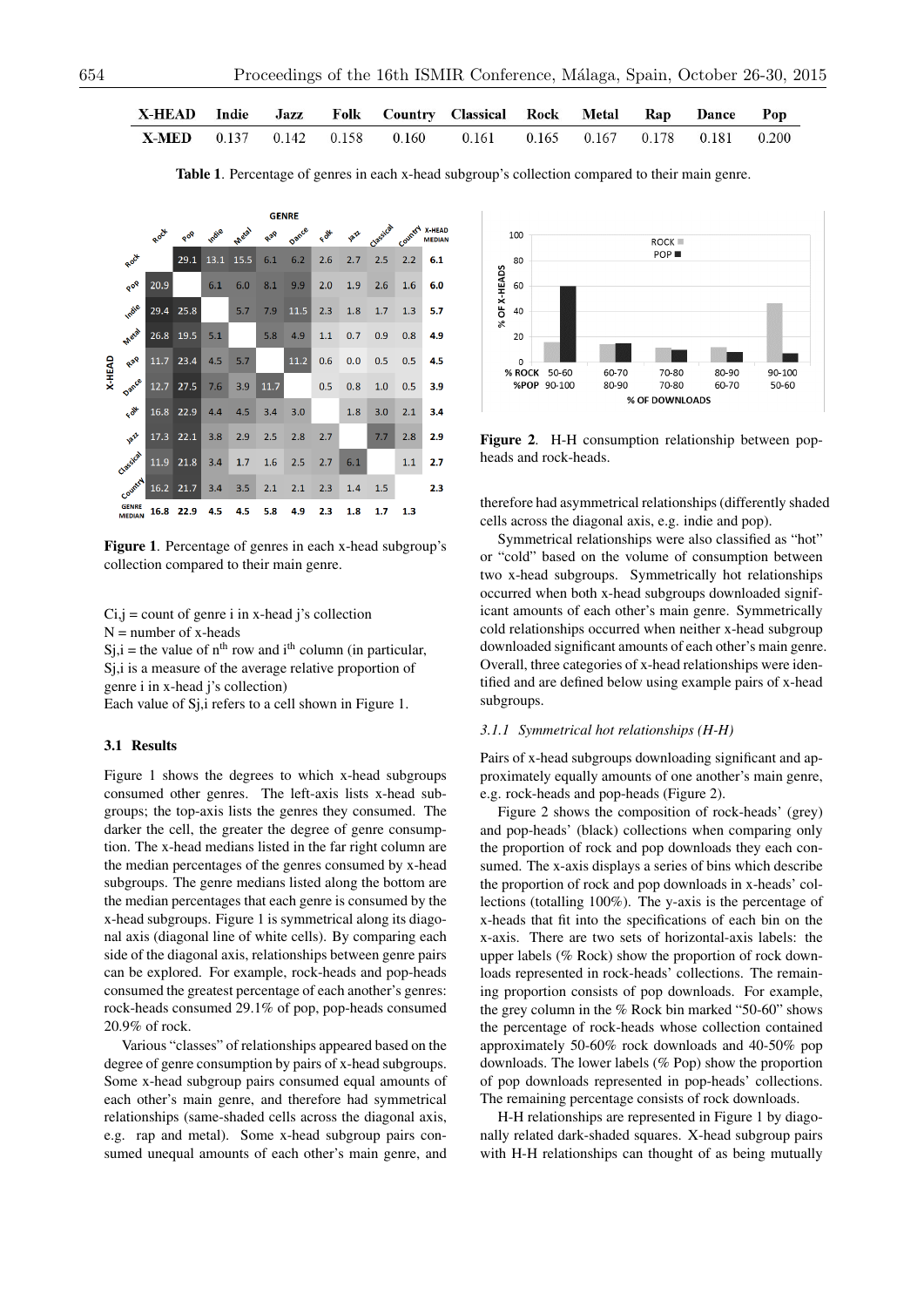| X-HEAD | Indie | Jazz | Folk | Country | Classical | Rock | Metal | Rap | Dance | Pop |
|---|---|---|---|---|---|---|---|---|---|---|
| X-MED | 0.137 | 0.142 | 0.158 | 0.160 | 0.161 | 0.165 | 0.167 | 0.178 | 0.181 | 0.200 |

**Table 1**. Percentage of genres in each x-head subgroup's collection compared to their main genre.

| X-HEAD \ GENRE | Rock | Pop | Indie | Metal | Rap | Dance | Folk | Jazz | Classical | Country | X-HEAD MEDIAN |
|---|---|---|---|---|---|---|---|---|---|---|---|
| Rock | | 29.1 | 13.1 | 15.5 | 6.1 | 6.2 | 2.6 | 2.7 | 2.5 | 2.2 | 6.1 |
| Pop | 20.9 | | 6.1 | 6.0 | 8.1 | 9.9 | 2.0 | 1.9 | 2.6 | 1.6 | 6.0 |
| Indie | 29.4 | 25.8 | | 5.7 | 7.9 | 11.5 | 2.3 | 1.8 | 1.7 | 1.3 | 5.7 |
| Metal | 26.8 | 19.5 | 5.1 | | 5.8 | 4.9 | 1.1 | 0.7 | 0.9 | 0.8 | 4.9 |
| Rap | 11.7 | 23.4 | 4.5 | 5.7 | | 11.2 | 0.6 | 0.0 | 0.5 | 0.5 | 4.5 |
| Dance | 12.7 | 27.5 | 7.6 | 3.9 | 11.7 | | 0.5 | 0.8 | 1.0 | 0.5 | 3.9 |
| Folk | 16.8 | 22.9 | 4.4 | 4.5 | 3.4 | 3.0 | | 1.8 | 3.0 | 2.1 | 3.4 |
| Jazz | 17.3 | 22.1 | 3.8 | 2.9 | 2.5 | 2.8 | 2.7 | | 7.7 | 2.8 | 2.9 |
| Classical | 11.9 | 21.8 | 3.4 | 1.7 | 1.6 | 2.5 | 2.7 | 6.1 | | 1.1 | 2.7 |
| Country | 16.2 | 21.7 | 3.4 | 3.5 | 2.1 | 2.1 | 2.3 | 1.4 | 1.5 | | 2.3 |
| GENRE MEDIAN | 16.8 | 22.9 | 4.5 | 4.5 | 5.8 | 4.9 | 2.3 | 1.8 | 1.7 | 1.3 | |

**Figure 1**. Percentage of genres in each x-head subgroup's collection compared to their main genre.

$C_{i,j}$ = count of genre i in x-head j's collection
N = number of x-heads
$S_{j,i}$ = the value of $n^{th}$ row and $i^{th}$ column (in particular, $S_{j,i}$ is a measure of the average relative proportion of genre i in x-head j's collection)
Each value of $S_{j,i}$ refers to a cell shown in Figure 1.

### 3.1 Results

Figure 1 shows the degrees to which x-head subgroups consumed other genres. The left-axis lists x-head subgroups; the top-axis lists the genres they consumed. The darker the cell, the greater the degree of genre consumption. The x-head medians listed in the far right column are the median percentages of the genres consumed by x-head subgroups. The genre medians listed along the bottom are the median percentages that each genre is consumed by the x-head subgroups. Figure 1 is symmetrical along its diagonal axis (diagonal line of white cells). By comparing each side of the diagonal axis, relationships between genre pairs can be explored. For example, rock-heads and pop-heads consumed the greatest percentage of each another's genres: rock-heads consumed 29.1% of pop, pop-heads consumed 20.9% of rock.

Various "classes" of relationships appeared based on the degree of genre consumption by pairs of x-head subgroups. Some x-head subgroup pairs consumed equal amounts of each other's main genre, and therefore had symmetrical relationships (same-shaded cells across the diagonal axis, e.g. rap and metal). Some x-head subgroup pairs consumed unequal amounts of each other's main genre, and therefore had asymmetrical relationships (differently shaded cells across the diagonal axis, e.g. indie and pop).

Symmetrical relationships were also classified as "hot" or "cold" based on the volume of consumption between two x-head subgroups. Symmetrically hot relationships occurred when both x-head subgroups downloaded significant amounts of each other's main genre. Symmetrically cold relationships occurred when neither x-head subgroup downloaded significant amounts of each other's main genre. Overall, three categories of x-head relationships were identified and are defined below using example pairs of x-head subgroups.

#### 3.1.1 Symmetrical hot relationships (H-H)

Pairs of x-head subgroups downloading significant and approximately equally amounts of one another's main genre, e.g. rock-heads and pop-heads (Figure 2).

**Figure 2**. H-H consumption relationship between pop-heads and rock-heads.

Figure 2 shows the composition of rock-heads' (grey) and pop-heads' (black) collections when comparing only the proportion of rock and pop downloads they each consumed. The x-axis displays a series of bins which describe the proportion of rock and pop downloads in x-heads' collections (totalling 100%). The y-axis is the percentage of x-heads that fit into the specifications of each bin on the x-axis. There are two sets of horizontal-axis labels: the upper labels (% Rock) show the proportion of rock downloads represented in rock-heads' collections. The remaining proportion consists of pop downloads. For example, the grey column in the % Rock bin marked "50-60" shows the percentage of rock-heads whose collection contained approximately 50-60% rock downloads and 40-50% pop downloads. The lower labels (% Pop) show the proportion of pop downloads represented in pop-heads' collections. The remaining percentage consists of rock downloads.

H-H relationships are represented in Figure 1 by diagonally related dark-shaded squares. X-head subgroup pairs with H-H relationships can thought of as being mutually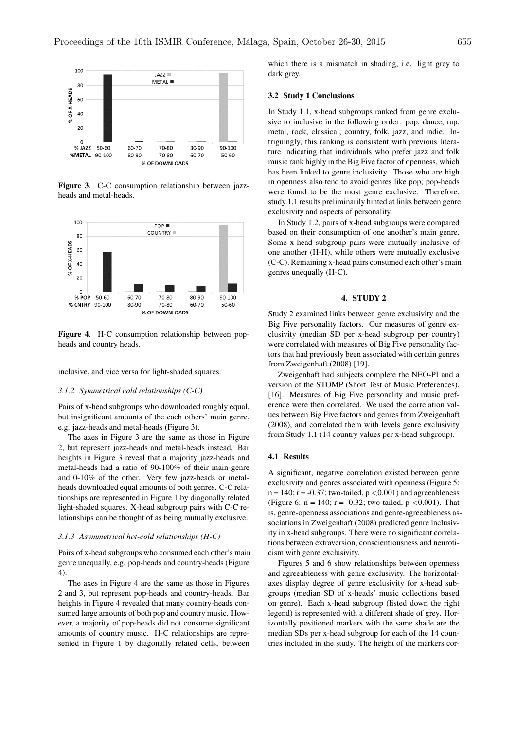Figure 3. C-C consumption relationship between jazz-heads and metal-heads.

Figure 4. H-C consumption relationship between pop-heads and country heads.

inclusive, and vice versa for light-shaded squares.

#### 3.1.2 Symmetrical cold relationships (C-C)

Pairs of x-head subgroups who downloaded roughly equal, but insignificant amounts of the each others' main genre, e.g. jazz-heads and metal-heads (Figure 3).

The axes in Figure 3 are the same as those in Figure 2, but represent jazz-heads and metal-heads instead. Bar heights in Figure 3 reveal that a majority jazz-heads and metal-heads had a ratio of 90-100% of their main genre and 0-10% of the other. Very few jazz-heads or metal-heads downloaded equal amounts of both genres. C-C relationships are represented in Figure 1 by diagonally related light-shaded squares. X-head subgroup pairs with C-C relationships can be thought of as being mutually exclusive.

#### 3.1.3 Asymmetrical hot-cold relationships (H-C)

Pairs of x-head subgroups who consumed each other's main genre unequally, e.g. pop-heads and country-heads (Figure 4).

The axes in Figure 4 are the same as those in Figures 2 and 3, but represent pop-heads and country-heads. Bar heights in Figure 4 revealed that many country-heads consumed large amounts of both pop and country music. However, a majority of pop-heads did not consume significant amounts of country music. H-C relationships are represented in Figure 1 by diagonally related cells, between which there is a mismatch in shading, i.e. light grey to dark grey.

### 3.2 Study 1 Conclusions

In Study 1.1, x-head subgroups ranked from genre exclusive to inclusive in the following order: pop, dance, rap, metal, rock, classical, country, folk, jazz, and indie. Intriguingly, this ranking is consistent with previous literature indicating that individuals who prefer jazz and folk music rank highly in the Big Five factor of openness, which has been linked to genre inclusivity. Those who are high in openness also tend to avoid genres like pop; pop-heads were found to be the most genre exclusive. Therefore, study 1.1 results preliminarily hinted at links between genre exclusivity and aspects of personality.

In Study 1.2, pairs of x-head subgroups were compared based on their consumption of one another's main genre. Some x-head subgroup pairs were mutually inclusive of one another (H-H), while others were mutually exclusive (C-C). Remaining x-head pairs consumed each other's main genres unequally (H-C).

## 4. STUDY 2

Study 2 examined links between genre exclusivity and the Big Five personality factors. Our measures of genre exclusivity (median SD per x-head subgroup per country) were correlated with measures of Big Five personality factors that had previously been associated with certain genres from Zweigenhaft (2008) [19].

Zweigenhaft had subjects complete the NEO-PI and a version of the STOMP (Short Test of Music Preferences), [16]. Measures of Big Five personality and music preference were then correlated. We used the correlation values between Big Five factors and genres from Zweigenhaft (2008), and correlated them with levels genre exclusivity from Study 1.1 (14 country values per x-head subgroup).

### 4.1 Results

A significant, negative correlation existed between genre exclusivity and genres associated with openness (Figure 5: $n = 140$; $r = -0.37$; two-tailed, $p < 0.001$) and agreeableness (Figure 6: $n = 140$; $r = -0.32$; two-tailed, $p < 0.001$). That is, genre-openness associations and genre-agreeableness associations in Zweigenhaft (2008) predicted genre inclusivity in x-head subgroups. There were no significant correlations between extraversion, conscientiousness and neuroticism with genre exclusivity.

Figures 5 and 6 show relationships between openness and agreeableness with genre exclusivity. The horizontal-axes display degree of genre exclusivity for x-head subgroups (median SD of x-heads' music collections based on genre). Each x-head subgroup (listed down the right legend) is represented with a different shade of grey. Horizontally positioned markers with the same shade are the median SDs per x-head subgroup for each of the 14 countries included in the study. The height of the markers cor-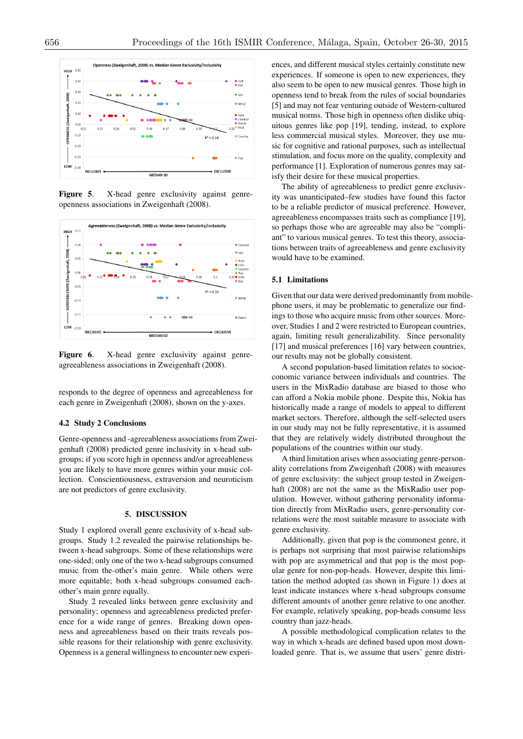Figure 5. X-head genre exclusivity against genre-openness associations in Zweigenhaft (2008).

Figure 6. X-head genre exclusivity against genre-agreeableness associations in Zweigenhaft (2008).

responds to the degree of openness and agreeableness for each genre in Zweigenhaft (2008), shown on the y-axes.

### 4.2 Study 2 Conclusions

Genre-openness and -agreeableness associations from Zweigenhaft (2008) predicted genre inclusivity in x-head subgroups; if you score high in openness and/or agreeableness you are likely to have more genres within your music collection. Conscientiousness, extraversion and neuroticism are not predictors of genre exclusivity.

## 5. DISCUSSION

Study 1 explored overall genre exclusivity of x-head subgroups. Study 1.2 revealed the pairwise relationships between x-head subgroups. Some of these relationships were one-sided; only one of the two x-head subgroups consumed music from the-other's main genre. While others were more equitable; both x-head subgroups consumed each-other's main genre equally.

Study 2 revealed links between genre exclusivity and personality; openness and agreeableness predicted preference for a wide range of genres. Breaking down openness and agreeableness based on their traits reveals possible reasons for their relationship with genre exclusivity. Openness is a general willingness to encounter new experiences, and different musical styles certainly constitute new experiences. If someone is open to new experiences, they also seem to be open to new musical genres. Those high in openness tend to break from the rules of social boundaries [5] and may not fear venturing outside of Western-cultured musical norms. Those high in openness often dislike ubiquitous genres like pop [19], tending, instead, to explore less commercial musical styles. Moreover, they use music for cognitive and rational purposes, such as intellectual stimulation, and focus more on the quality, complexity and performance [1]. Exploration of numerous genres may satisfy their desire for these musical properties.

The ability of agreeableness to predict genre exclusivity was unanticipated–few studies have found this factor to be a reliable predictor of musical preference. However, agreeableness encompasses traits such as compliance [19], so perhaps those who are agreeable may also be "compliant" to various musical genres. To test this theory, associations between traits of agreeableness and genre exclusivity would have to be examined.

### 5.1 Limitations

Given that our data were derived predominantly from mobile-phone users, it may be problematic to generalize our findings to those who acquire music from other sources. Moreover, Studies 1 and 2 were restricted to European countries, again, limiting result generalizability. Since personality [17] and musical preferences [16] vary between countries, our results may not be globally consistent.

A second population-based limitation relates to socioeconomic variance between individuals and countries. The users in the MixRadio database are biased to those who can afford a Nokia mobile phone. Despite this, Nokia has historically made a range of models to appeal to different market sectors. Therefore, although the self-selected users in our study may not be fully representative, it is assumed that they are relatively widely distributed throughout the populations of the countries within our study.

A third limitation arises when associating genre-personality correlations from Zweigenhaft (2008) with measures of genre exclusivity: the subject group tested in Zweigenhaft (2008) are not the same as the MixRadio user population. However, without gathering personality information directly from MixRadio users, genre-personality correlations were the most suitable measure to associate with genre exclusivity.

Additionally, given that pop is the commonest genre, it is perhaps not surprising that most pairwise relationships with pop are asymmetrical and that pop is the most popular genre for non-pop-heads. However, despite this limitation the method adopted (as shown in Figure 1) does at least indicate instances where x-head subgroups consume different amounts of another genre relative to one another. For example, relatively speaking, pop-heads consume less country than jazz-heads.

A possible methodological complication relates to the way in which x-heads are defined based upon most downloaded genre. That is, we assume that users' genre distri-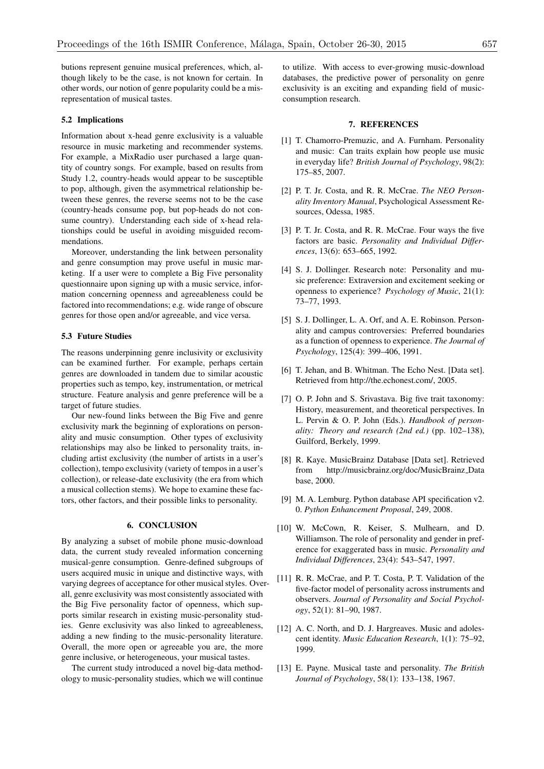butions represent genuine musical preferences, which, although likely to be the case, is not known for certain. In other words, our notion of genre popularity could be a misrepresentation of musical tastes.

### 5.2 Implications

Information about x-head genre exclusivity is a valuable resource in music marketing and recommender systems. For example, a MixRadio user purchased a large quantity of country songs. For example, based on results from Study 1.2, country-heads would appear to be susceptible to pop, although, given the asymmetrical relationship between these genres, the reverse seems not to be the case (country-heads consume pop, but pop-heads do not consume country). Understanding each side of x-head relationships could be useful in avoiding misguided recommendations.

Moreover, understanding the link between personality and genre consumption may prove useful in music marketing. If a user were to complete a Big Five personality questionnaire upon signing up with a music service, information concerning openness and agreeableness could be factored into recommendations; e.g. wide range of obscure genres for those open and/or agreeable, and vice versa.

### 5.3 Future Studies

The reasons underpinning genre inclusivity or exclusivity can be examined further. For example, perhaps certain genres are downloaded in tandem due to similar acoustic properties such as tempo, key, instrumentation, or metrical structure. Feature analysis and genre preference will be a target of future studies.

Our new-found links between the Big Five and genre exclusivity mark the beginning of explorations on personality and music consumption. Other types of exclusivity relationships may also be linked to personality traits, including artist exclusivity (the number of artists in a user's collection), tempo exclusivity (variety of tempos in a user's collection), or release-date exclusivity (the era from which a musical collection stems). We hope to examine these factors, other factors, and their possible links to personality.

## 6. CONCLUSION

By analyzing a subset of mobile phone music-download data, the current study revealed information concerning musical-genre consumption. Genre-defined subgroups of users acquired music in unique and distinctive ways, with varying degrees of acceptance for other musical styles. Overall, genre exclusivity was most consistently associated with the Big Five personality factor of openness, which supports similar research in existing music-personality studies. Genre exclusivity was also linked to agreeableness, adding a new finding to the music-personality literature. Overall, the more open or agreeable you are, the more genre inclusive, or heterogeneous, your musical tastes.

The current study introduced a novel big-data methodology to music-personality studies, which we will continue to utilize. With access to ever-growing music-download databases, the predictive power of personality on genre exclusivity is an exciting and expanding field of music-consumption research.

## 7. REFERENCES

[1] T. Chamorro-Premuzic, and A. Furnham. Personality and music: Can traits explain how people use music in everyday life? *British Journal of Psychology*, 98(2): 175–85, 2007.

[2] P. T. Jr. Costa, and R. R. McCrae. *The NEO Personality Inventory Manual*, Psychological Assessment Resources, Odessa, 1985.

[3] P. T. Jr. Costa, and R. R. McCrae. Four ways the five factors are basic. *Personality and Individual Differences*, 13(6): 653–665, 1992.

[4] S. J. Dollinger. Research note: Personality and music preference: Extraversion and excitement seeking or openness to experience? *Psychology of Music*, 21(1): 73–77, 1993.

[5] S. J. Dollinger, L. A. Orf, and A. E. Robinson. Personality and campus controversies: Preferred boundaries as a function of openness to experience. *The Journal of Psychology*, 125(4): 399–406, 1991.

[6] T. Jehan, and B. Whitman. The Echo Nest. [Data set]. Retrieved from http://the.echonest.com/, 2005.

[7] O. P. John and S. Srivastava. Big five trait taxonomy: History, measurement, and theoretical perspectives. In L. Pervin & O. P. John (Eds.). *Handbook of personality: Theory and research (2nd ed.)* (pp. 102–138), Guilford, Berkely, 1999.

[8] R. Kaye. MusicBrainz Database [Data set]. Retrieved from http://musicbrainz.org/doc/MusicBrainz_Database, 2000.

[9] M. A. Lemburg. Python database API specification v2. 0. *Python Enhancement Proposal*, 249, 2008.

[10] W. McCown, R. Keiser, S. Mulhearn, and D. Williamson. The role of personality and gender in preference for exaggerated bass in music. *Personality and Individual Differences*, 23(4): 543–547, 1997.

[11] R. R. McCrae, and P. T. Costa, P. T. Validation of the five-factor model of personality across instruments and observers. *Journal of Personality and Social Psychology*, 52(1): 81–90, 1987.

[12] A. C. North, and D. J. Hargreaves. Music and adolescent identity. *Music Education Research*, 1(1): 75–92, 1999.

[13] E. Payne. Musical taste and personality. *The British Journal of Psychology*, 58(1): 133–138, 1967.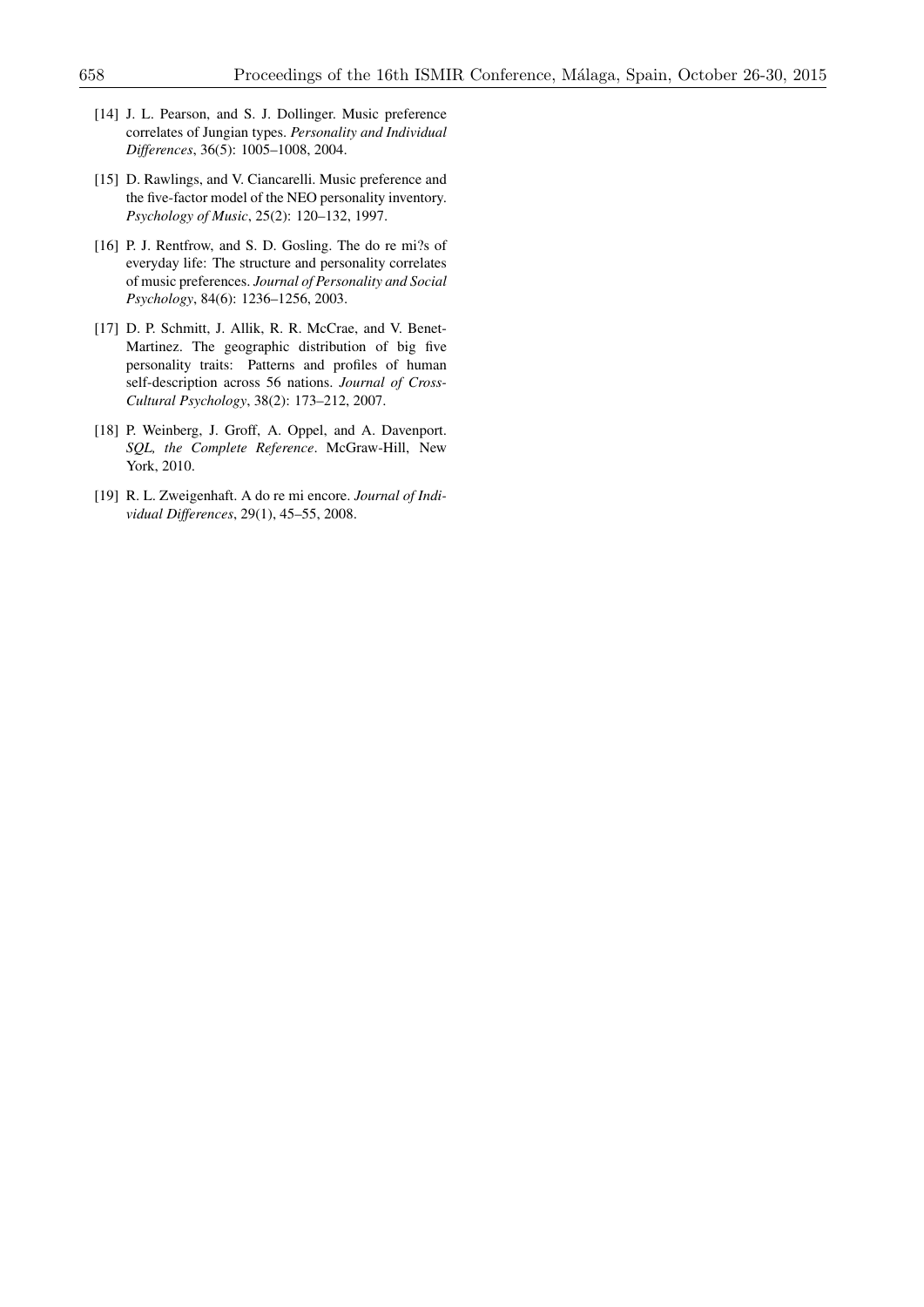[14] J. L. Pearson, and S. J. Dollinger. Music preference correlates of Jungian types. *Personality and Individual Differences*, 36(5): 1005–1008, 2004.

[15] D. Rawlings, and V. Ciancarelli. Music preference and the five-factor model of the NEO personality inventory. *Psychology of Music*, 25(2): 120–132, 1997.

[16] P. J. Rentfrow, and S. D. Gosling. The do re mi?s of everyday life: The structure and personality correlates of music preferences. *Journal of Personality and Social Psychology*, 84(6): 1236–1256, 2003.

[17] D. P. Schmitt, J. Allik, R. R. McCrae, and V. Benet-Martinez. The geographic distribution of big five personality traits: Patterns and profiles of human self-description across 56 nations. *Journal of Cross-Cultural Psychology*, 38(2): 173–212, 2007.

[18] P. Weinberg, J. Groff, A. Oppel, and A. Davenport. *SQL, the Complete Reference*. McGraw-Hill, New York, 2010.

[19] R. L. Zweigenhaft. A do re mi encore. *Journal of Individual Differences*, 29(1), 45–55, 2008.